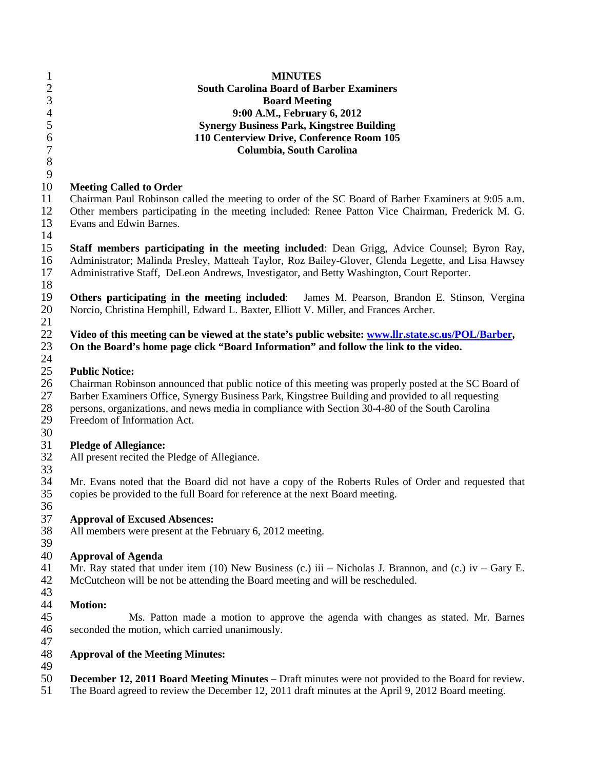# MINUTES

**South Carolina Board of Barber Examiners**
**Board Meeting**
**9:00 A.M., February 6, 2012**
**Synergy Business Park, Kingstree Building**
**110 Centerview Drive, Conference Room 105**
**Columbia, South Carolina**

**Meeting Called to Order**

Chairman Paul Robinson called the meeting to order of the SC Board of Barber Examiners at 9:05 a.m. Other members participating in the meeting included: Renee Patton Vice Chairman, Frederick M. G. Evans and Edwin Barnes.

**Staff members participating in the meeting included**: Dean Grigg, Advice Counsel; Byron Ray, Administrator; Malinda Presley, Matteah Taylor, Roz Bailey-Glover, Glenda Legette, and Lisa Hawsey Administrative Staff, DeLeon Andrews, Investigator, and Betty Washington, Court Reporter.

**Others participating in the meeting included**: James M. Pearson, Brandon E. Stinson, Vergina Norcio, Christina Hemphill, Edward L. Baxter, Elliott V. Miller, and Frances Archer.

**Video of this meeting can be viewed at the state's public website: [www.llr.state.sc.us/POL/Barber](www.llr.state.sc.us/POL/Barber), On the Board's home page click "Board Information" and follow the link to the video.**

**Public Notice:**

Chairman Robinson announced that public notice of this meeting was properly posted at the SC Board of Barber Examiners Office, Synergy Business Park, Kingstree Building and provided to all requesting persons, organizations, and news media in compliance with Section 30-4-80 of the South Carolina Freedom of Information Act.

**Pledge of Allegiance:**

All present recited the Pledge of Allegiance.

Mr. Evans noted that the Board did not have a copy of the Roberts Rules of Order and requested that copies be provided to the full Board for reference at the next Board meeting.

**Approval of Excused Absences:**

All members were present at the February 6, 2012 meeting.

**Approval of Agenda**

Mr. Ray stated that under item (10) New Business (c.) iii – Nicholas J. Brannon, and (c.) iv – Gary E. McCutcheon will be not be attending the Board meeting and will be rescheduled.

**Motion:**

Ms. Patton made a motion to approve the agenda with changes as stated. Mr. Barnes seconded the motion, which carried unanimously.

**Approval of the Meeting Minutes:**

**December 12, 2011 Board Meeting Minutes –** Draft minutes were not provided to the Board for review. The Board agreed to review the December 12, 2011 draft minutes at the April 9, 2012 Board meeting.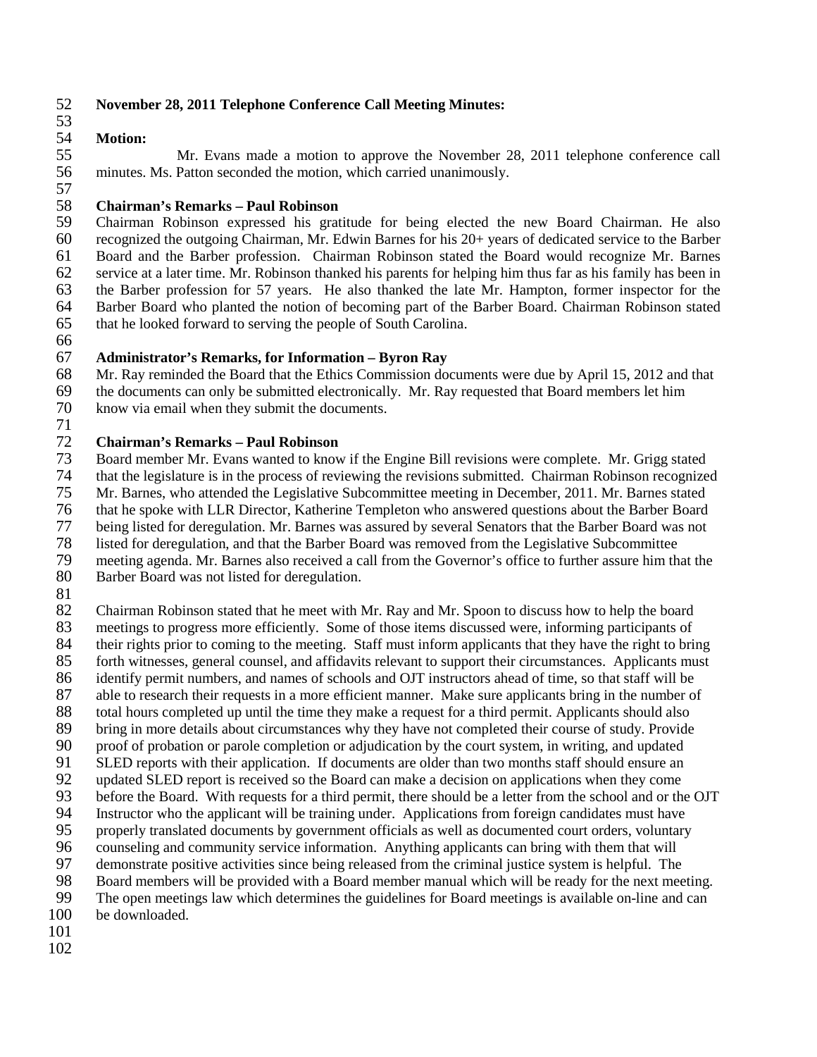**November 28, 2011 Telephone Conference Call Meeting Minutes:**

**Motion:**

Mr. Evans made a motion to approve the November 28, 2011 telephone conference call minutes. Ms. Patton seconded the motion, which carried unanimously.

**Chairman's Remarks – Paul Robinson**

Chairman Robinson expressed his gratitude for being elected the new Board Chairman. He also recognized the outgoing Chairman, Mr. Edwin Barnes for his 20+ years of dedicated service to the Barber Board and the Barber profession. Chairman Robinson stated the Board would recognize Mr. Barnes service at a later time. Mr. Robinson thanked his parents for helping him thus far as his family has been in the Barber profession for 57 years. He also thanked the late Mr. Hampton, former inspector for the Barber Board who planted the notion of becoming part of the Barber Board. Chairman Robinson stated that he looked forward to serving the people of South Carolina.

**Administrator's Remarks, for Information – Byron Ray**

Mr. Ray reminded the Board that the Ethics Commission documents were due by April 15, 2012 and that the documents can only be submitted electronically. Mr. Ray requested that Board members let him know via email when they submit the documents.

**Chairman's Remarks – Paul Robinson**

Board member Mr. Evans wanted to know if the Engine Bill revisions were complete. Mr. Grigg stated that the legislature is in the process of reviewing the revisions submitted. Chairman Robinson recognized Mr. Barnes, who attended the Legislative Subcommittee meeting in December, 2011. Mr. Barnes stated that he spoke with LLR Director, Katherine Templeton who answered questions about the Barber Board being listed for deregulation. Mr. Barnes was assured by several Senators that the Barber Board was not listed for deregulation, and that the Barber Board was removed from the Legislative Subcommittee meeting agenda. Mr. Barnes also received a call from the Governor's office to further assure him that the Barber Board was not listed for deregulation.

Chairman Robinson stated that he meet with Mr. Ray and Mr. Spoon to discuss how to help the board meetings to progress more efficiently. Some of those items discussed were, informing participants of their rights prior to coming to the meeting. Staff must inform applicants that they have the right to bring forth witnesses, general counsel, and affidavits relevant to support their circumstances. Applicants must identify permit numbers, and names of schools and OJT instructors ahead of time, so that staff will be able to research their requests in a more efficient manner. Make sure applicants bring in the number of total hours completed up until the time they make a request for a third permit. Applicants should also bring in more details about circumstances why they have not completed their course of study. Provide proof of probation or parole completion or adjudication by the court system, in writing, and updated SLED reports with their application. If documents are older than two months staff should ensure an updated SLED report is received so the Board can make a decision on applications when they come before the Board. With requests for a third permit, there should be a letter from the school and or the OJT Instructor who the applicant will be training under. Applications from foreign candidates must have properly translated documents by government officials as well as documented court orders, voluntary counseling and community service information. Anything applicants can bring with them that will demonstrate positive activities since being released from the criminal justice system is helpful. The Board members will be provided with a Board member manual which will be ready for the next meeting. The open meetings law which determines the guidelines for Board meetings is available on-line and can be downloaded.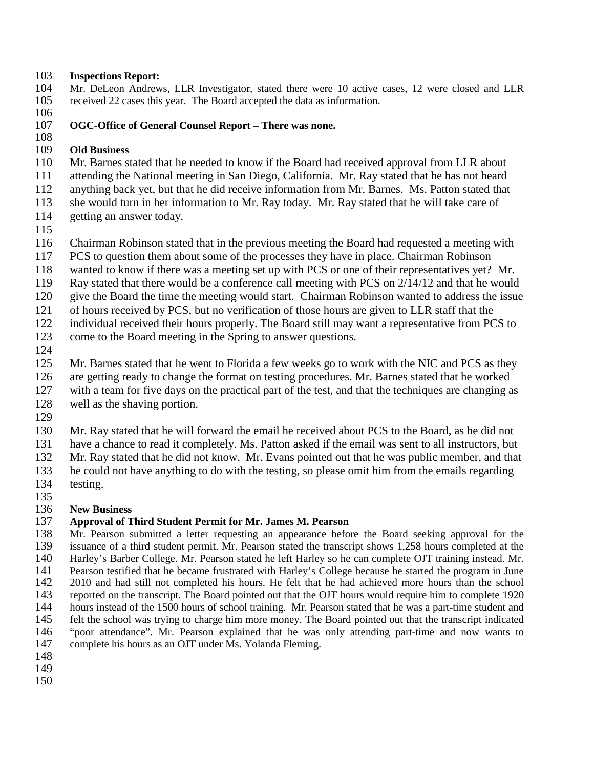**Inspections Report:**
Mr. DeLeon Andrews, LLR Investigator, stated there were 10 active cases, 12 were closed and LLR received 22 cases this year. The Board accepted the data as information.

**OGC-Office of General Counsel Report – There was none.**

**Old Business**
Mr. Barnes stated that he needed to know if the Board had received approval from LLR about attending the National meeting in San Diego, California. Mr. Ray stated that he has not heard anything back yet, but that he did receive information from Mr. Barnes. Ms. Patton stated that she would turn in her information to Mr. Ray today. Mr. Ray stated that he will take care of getting an answer today.

Chairman Robinson stated that in the previous meeting the Board had requested a meeting with PCS to question them about some of the processes they have in place. Chairman Robinson wanted to know if there was a meeting set up with PCS or one of their representatives yet? Mr. Ray stated that there would be a conference call meeting with PCS on 2/14/12 and that he would give the Board the time the meeting would start. Chairman Robinson wanted to address the issue of hours received by PCS, but no verification of those hours are given to LLR staff that the individual received their hours properly. The Board still may want a representative from PCS to come to the Board meeting in the Spring to answer questions.

Mr. Barnes stated that he went to Florida a few weeks go to work with the NIC and PCS as they are getting ready to change the format on testing procedures. Mr. Barnes stated that he worked with a team for five days on the practical part of the test, and that the techniques are changing as well as the shaving portion.

Mr. Ray stated that he will forward the email he received about PCS to the Board, as he did not have a chance to read it completely. Ms. Patton asked if the email was sent to all instructors, but Mr. Ray stated that he did not know. Mr. Evans pointed out that he was public member, and that he could not have anything to do with the testing, so please omit him from the emails regarding testing.

**New Business**
**Approval of Third Student Permit for Mr. James M. Pearson**
Mr. Pearson submitted a letter requesting an appearance before the Board seeking approval for the issuance of a third student permit. Mr. Pearson stated the transcript shows 1,258 hours completed at the Harley's Barber College. Mr. Pearson stated he left Harley so he can complete OJT training instead. Mr. Pearson testified that he became frustrated with Harley's College because he started the program in June 2010 and had still not completed his hours. He felt that he had achieved more hours than the school reported on the transcript. The Board pointed out that the OJT hours would require him to complete 1920 hours instead of the 1500 hours of school training. Mr. Pearson stated that he was a part-time student and felt the school was trying to charge him more money. The Board pointed out that the transcript indicated "poor attendance". Mr. Pearson explained that he was only attending part-time and now wants to complete his hours as an OJT under Ms. Yolanda Fleming.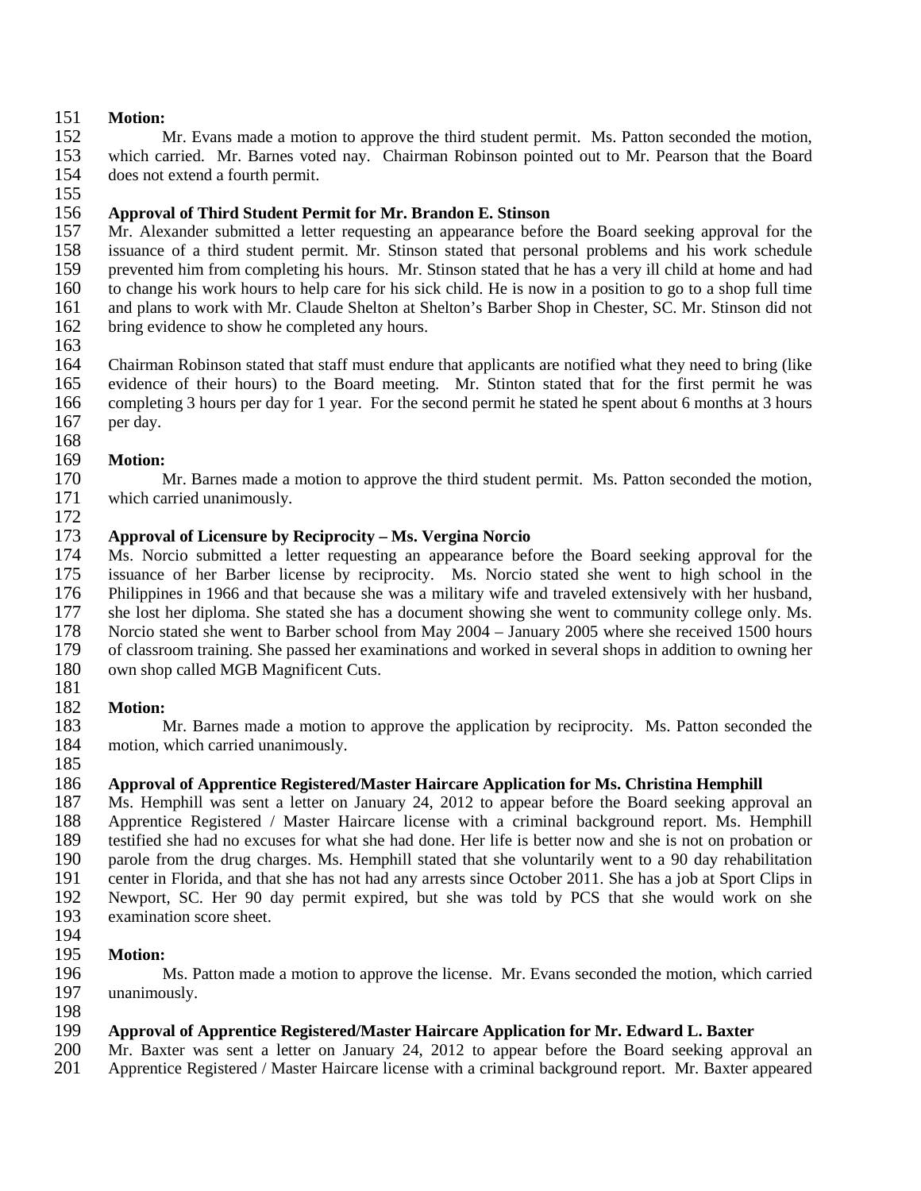**Motion:**

Mr. Evans made a motion to approve the third student permit. Ms. Patton seconded the motion, which carried. Mr. Barnes voted nay. Chairman Robinson pointed out to Mr. Pearson that the Board does not extend a fourth permit.

**Approval of Third Student Permit for Mr. Brandon E. Stinson**

Mr. Alexander submitted a letter requesting an appearance before the Board seeking approval for the issuance of a third student permit. Mr. Stinson stated that personal problems and his work schedule prevented him from completing his hours. Mr. Stinson stated that he has a very ill child at home and had to change his work hours to help care for his sick child. He is now in a position to go to a shop full time and plans to work with Mr. Claude Shelton at Shelton's Barber Shop in Chester, SC. Mr. Stinson did not bring evidence to show he completed any hours.

Chairman Robinson stated that staff must endure that applicants are notified what they need to bring (like evidence of their hours) to the Board meeting. Mr. Stinton stated that for the first permit he was completing 3 hours per day for 1 year. For the second permit he stated he spent about 6 months at 3 hours per day.

**Motion:**

Mr. Barnes made a motion to approve the third student permit. Ms. Patton seconded the motion, which carried unanimously.

**Approval of Licensure by Reciprocity – Ms. Vergina Norcio**

Ms. Norcio submitted a letter requesting an appearance before the Board seeking approval for the issuance of her Barber license by reciprocity. Ms. Norcio stated she went to high school in the Philippines in 1966 and that because she was a military wife and traveled extensively with her husband, she lost her diploma. She stated she has a document showing she went to community college only. Ms. Norcio stated she went to Barber school from May 2004 – January 2005 where she received 1500 hours of classroom training. She passed her examinations and worked in several shops in addition to owning her own shop called MGB Magnificent Cuts.

**Motion:**

Mr. Barnes made a motion to approve the application by reciprocity. Ms. Patton seconded the motion, which carried unanimously.

**Approval of Apprentice Registered/Master Haircare Application for Ms. Christina Hemphill**

Ms. Hemphill was sent a letter on January 24, 2012 to appear before the Board seeking approval an Apprentice Registered / Master Haircare license with a criminal background report. Ms. Hemphill testified she had no excuses for what she had done. Her life is better now and she is not on probation or parole from the drug charges. Ms. Hemphill stated that she voluntarily went to a 90 day rehabilitation center in Florida, and that she has not had any arrests since October 2011. She has a job at Sport Clips in Newport, SC. Her 90 day permit expired, but she was told by PCS that she would work on she examination score sheet.

**Motion:**

Ms. Patton made a motion to approve the license. Mr. Evans seconded the motion, which carried unanimously.

**Approval of Apprentice Registered/Master Haircare Application for Mr. Edward L. Baxter**

Mr. Baxter was sent a letter on January 24, 2012 to appear before the Board seeking approval an Apprentice Registered / Master Haircare license with a criminal background report. Mr. Baxter appeared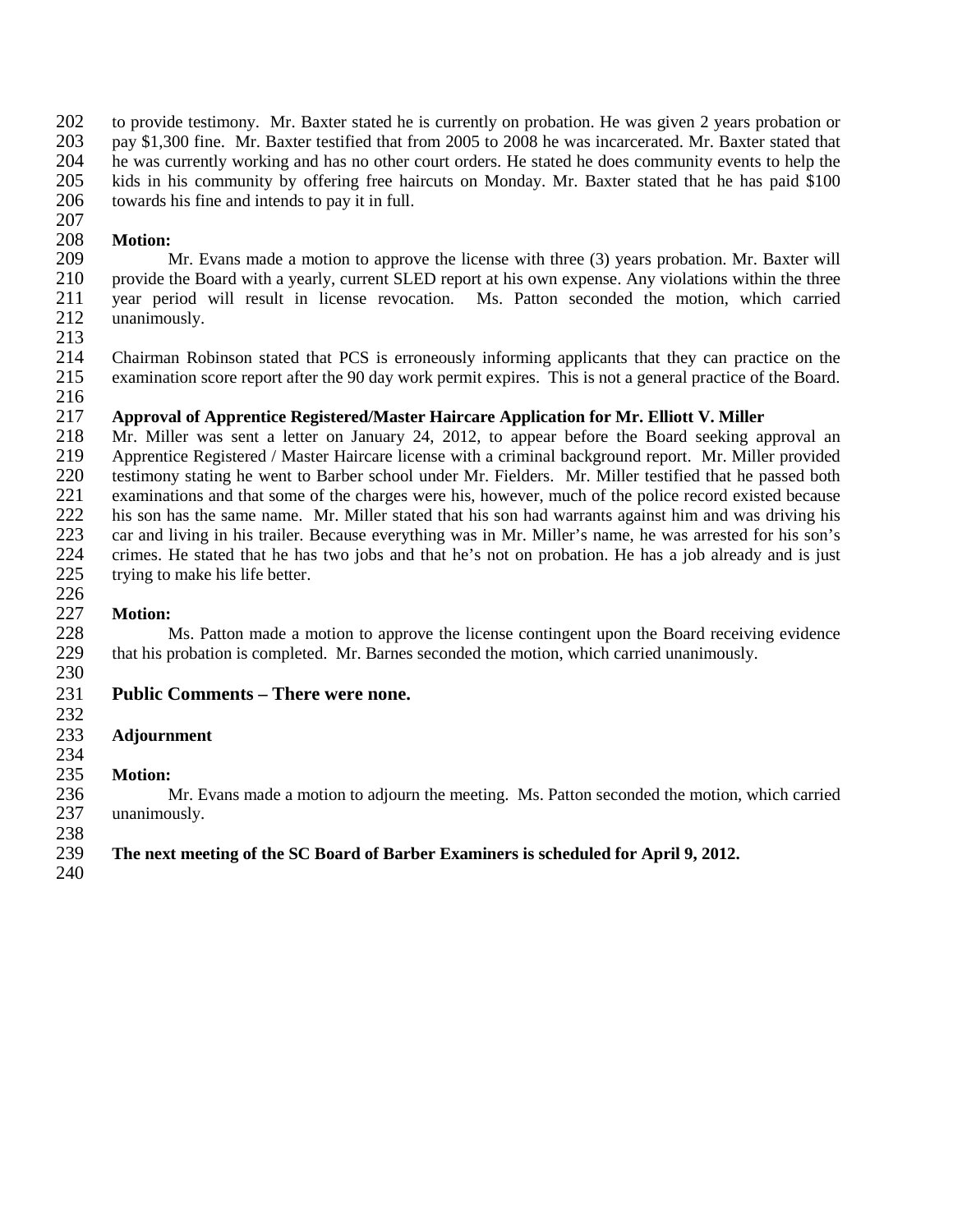to provide testimony. Mr. Baxter stated he is currently on probation. He was given 2 years probation or pay $1,300 fine. Mr. Baxter testified that from 2005 to 2008 he was incarcerated. Mr. Baxter stated that he was currently working and has no other court orders. He stated he does community events to help the kids in his community by offering free haircuts on Monday. Mr. Baxter stated that he has paid $100 towards his fine and intends to pay it in full.

**Motion:**

Mr. Evans made a motion to approve the license with three (3) years probation. Mr. Baxter will provide the Board with a yearly, current SLED report at his own expense. Any violations within the three year period will result in license revocation. Ms. Patton seconded the motion, which carried unanimously.

Chairman Robinson stated that PCS is erroneously informing applicants that they can practice on the examination score report after the 90 day work permit expires. This is not a general practice of the Board.

**Approval of Apprentice Registered/Master Haircare Application for Mr. Elliott V. Miller**

Mr. Miller was sent a letter on January 24, 2012, to appear before the Board seeking approval an Apprentice Registered / Master Haircare license with a criminal background report. Mr. Miller provided testimony stating he went to Barber school under Mr. Fielders. Mr. Miller testified that he passed both examinations and that some of the charges were his, however, much of the police record existed because his son has the same name. Mr. Miller stated that his son had warrants against him and was driving his car and living in his trailer. Because everything was in Mr. Miller's name, he was arrested for his son's crimes. He stated that he has two jobs and that he's not on probation. He has a job already and is just trying to make his life better.

**Motion:**

Ms. Patton made a motion to approve the license contingent upon the Board receiving evidence that his probation is completed. Mr. Barnes seconded the motion, which carried unanimously.

## Public Comments – There were none.

**Adjournment**

**Motion:**

Mr. Evans made a motion to adjourn the meeting. Ms. Patton seconded the motion, which carried unanimously.

**The next meeting of the SC Board of Barber Examiners is scheduled for April 9, 2012.**